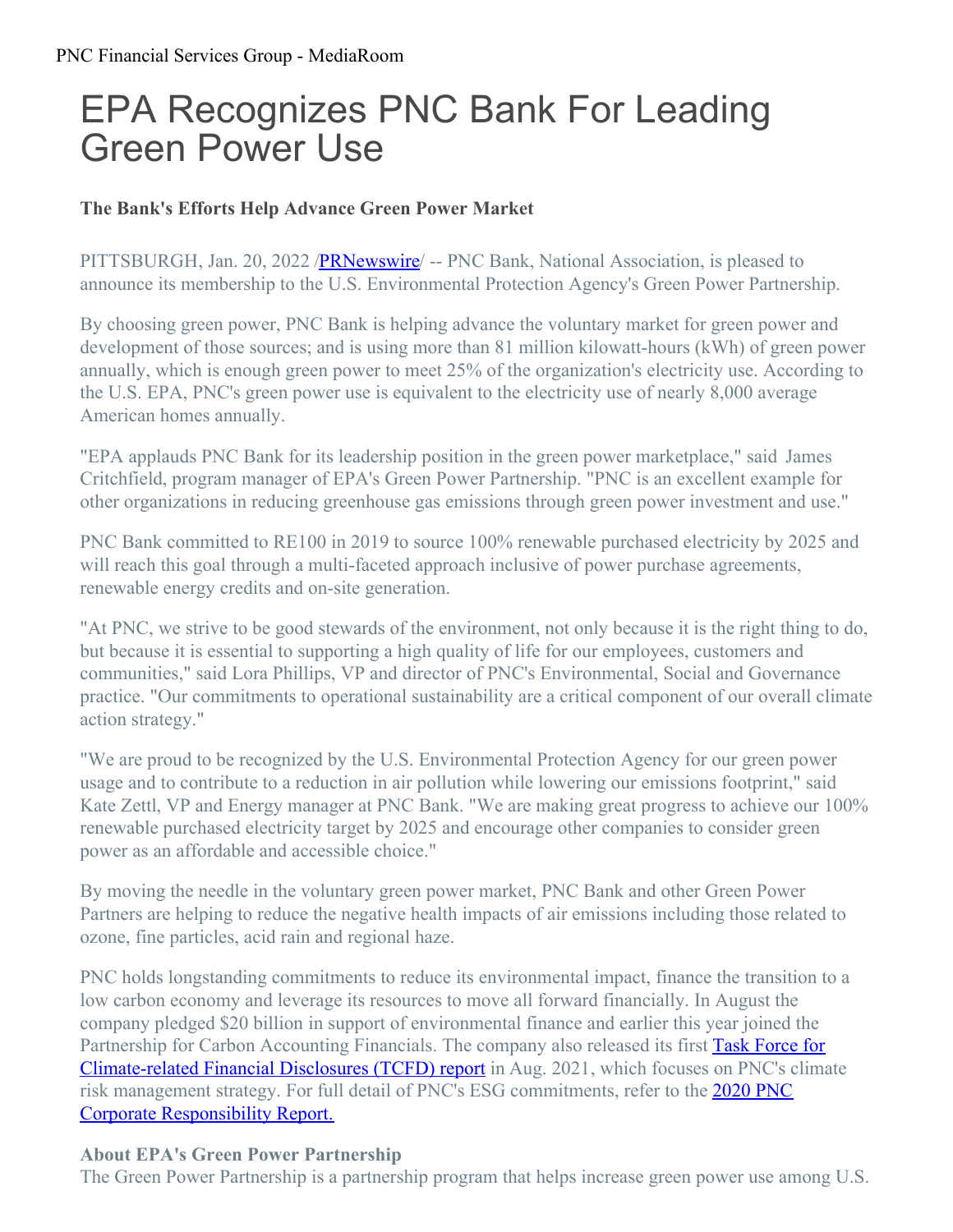PNC Financial Services Group - MediaRoom

# EPA Recognizes PNC Bank For Leading Green Power Use

**The Bank's Efforts Help Advance Green Power Market**

PITTSBURGH, Jan. 20, 2022 /PRNewswire/ -- PNC Bank, National Association, is pleased to announce its membership to the U.S. Environmental Protection Agency's Green Power Partnership.

By choosing green power, PNC Bank is helping advance the voluntary market for green power and development of those sources; and is using more than 81 million kilowatt-hours (kWh) of green power annually, which is enough green power to meet 25% of the organization's electricity use. According to the U.S. EPA, PNC's green power use is equivalent to the electricity use of nearly 8,000 average American homes annually.

"EPA applauds PNC Bank for its leadership position in the green power marketplace," said James Critchfield, program manager of EPA's Green Power Partnership. "PNC is an excellent example for other organizations in reducing greenhouse gas emissions through green power investment and use."

PNC Bank committed to RE100 in 2019 to source 100% renewable purchased electricity by 2025 and will reach this goal through a multi-faceted approach inclusive of power purchase agreements, renewable energy credits and on-site generation.

"At PNC, we strive to be good stewards of the environment, not only because it is the right thing to do, but because it is essential to supporting a high quality of life for our employees, customers and communities," said Lora Phillips, VP and director of PNC's Environmental, Social and Governance practice. "Our commitments to operational sustainability are a critical component of our overall climate action strategy."

"We are proud to be recognized by the U.S. Environmental Protection Agency for our green power usage and to contribute to a reduction in air pollution while lowering our emissions footprint," said Kate Zettl, VP and Energy manager at PNC Bank. "We are making great progress to achieve our 100% renewable purchased electricity target by 2025 and encourage other companies to consider green power as an affordable and accessible choice."

By moving the needle in the voluntary green power market, PNC Bank and other Green Power Partners are helping to reduce the negative health impacts of air emissions including those related to ozone, fine particles, acid rain and regional haze.

PNC holds longstanding commitments to reduce its environmental impact, finance the transition to a low carbon economy and leverage its resources to move all forward financially. In August the company pledged $20 billion in support of environmental finance and earlier this year joined the Partnership for Carbon Accounting Financials. The company also released its first Task Force for Climate-related Financial Disclosures (TCFD) report in Aug. 2021, which focuses on PNC's climate risk management strategy. For full detail of PNC's ESG commitments, refer to the 2020 PNC Corporate Responsibility Report.

**About EPA's Green Power Partnership**
The Green Power Partnership is a partnership program that helps increase green power use among U.S.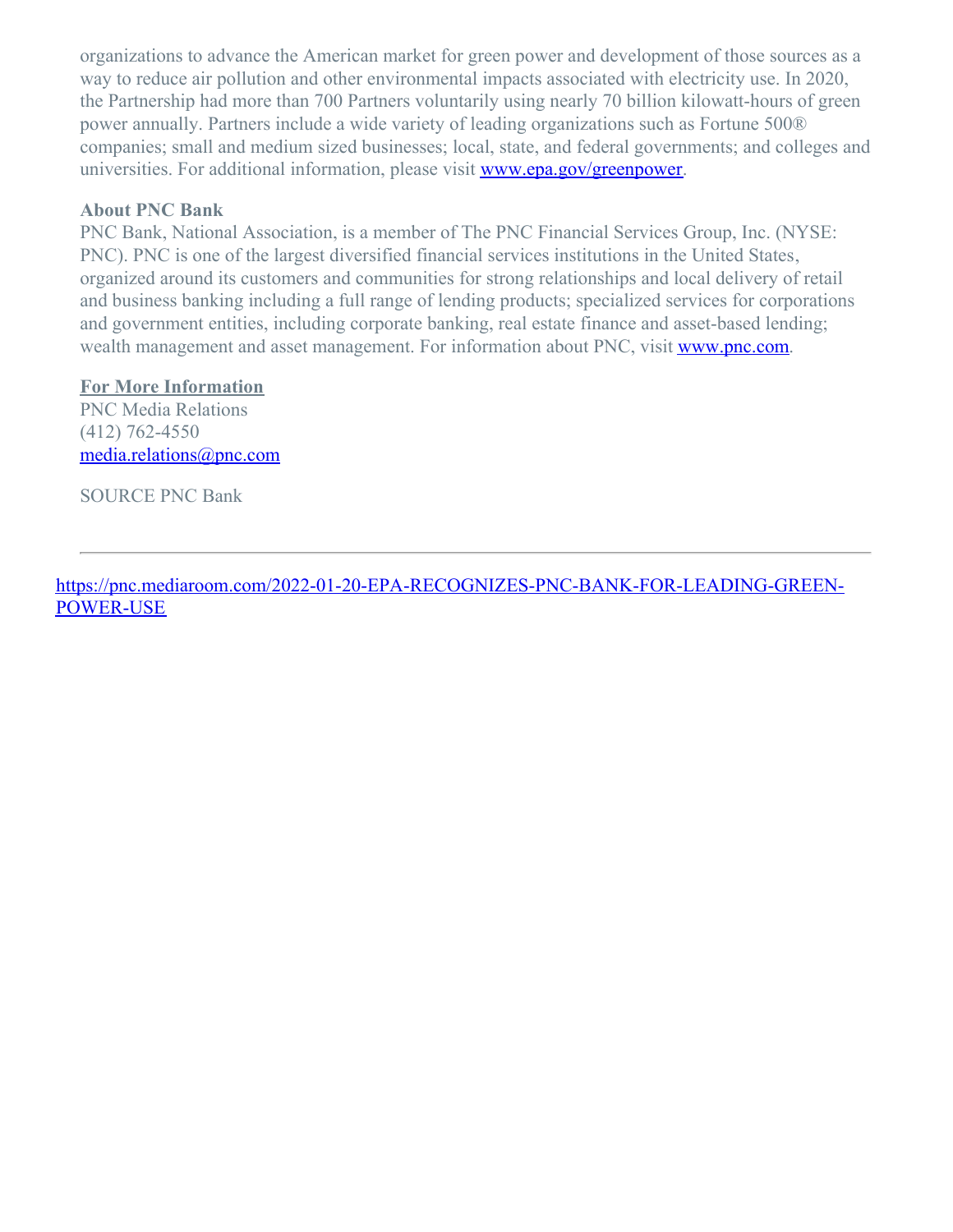organizations to advance the American market for green power and development of those sources as a way to reduce air pollution and other environmental impacts associated with electricity use. In 2020, the Partnership had more than 700 Partners voluntarily using nearly 70 billion kilowatt-hours of green power annually. Partners include a wide variety of leading organizations such as Fortune 500® companies; small and medium sized businesses; local, state, and federal governments; and colleges and universities. For additional information, please visit [www.epa.gov/greenpower](http://www.epa.gov/greenpower).

**About PNC Bank**

PNC Bank, National Association, is a member of The PNC Financial Services Group, Inc. (NYSE: PNC). PNC is one of the largest diversified financial services institutions in the United States, organized around its customers and communities for strong relationships and local delivery of retail and business banking including a full range of lending products; specialized services for corporations and government entities, including corporate banking, real estate finance and asset-based lending; wealth management and asset management. For information about PNC, visit [www.pnc.com](http://www.pnc.com).

**For More Information**

PNC Media Relations
(412) 762-4550
[media.relations@pnc.com](mailto:media.relations@pnc.com)

SOURCE PNC Bank

---

[https://pnc.mediaroom.com/2022-01-20-EPA-RECOGNIZES-PNC-BANK-FOR-LEADING-GREEN-POWER-USE](https://pnc.mediaroom.com/2022-01-20-EPA-RECOGNIZES-PNC-BANK-FOR-LEADING-GREEN-POWER-USE)